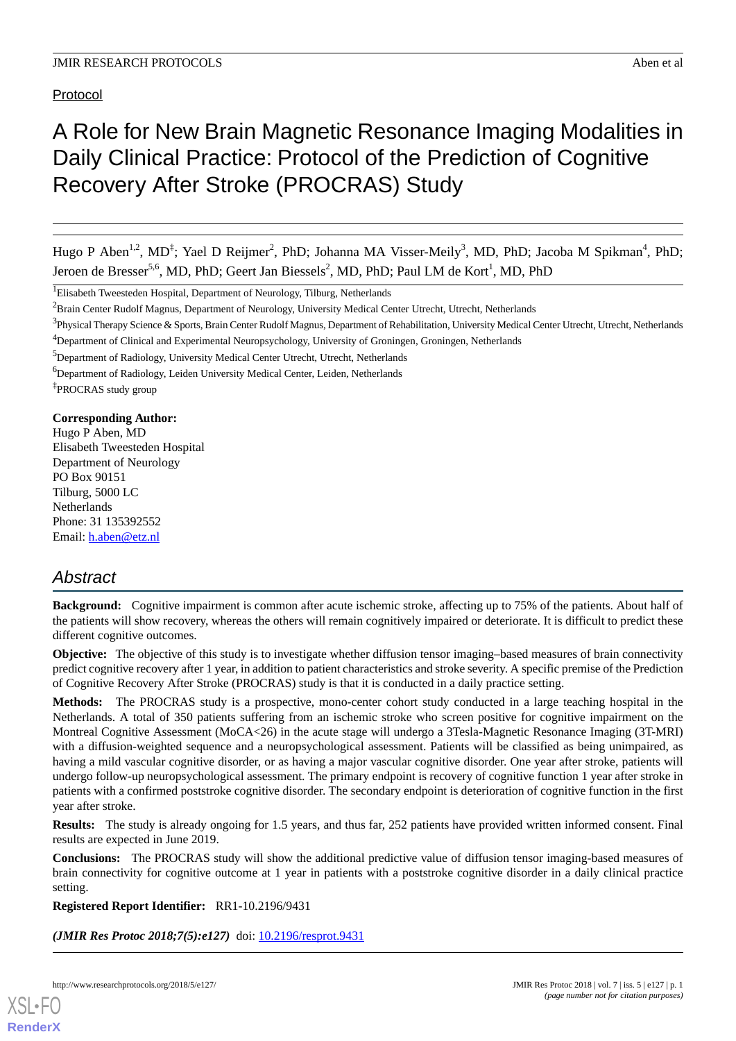Protocol

# A Role for New Brain Magnetic Resonance Imaging Modalities in Daily Clinical Practice: Protocol of the Prediction of Cognitive Recovery After Stroke (PROCRAS) Study

Hugo P Aben[1,2], MD[‡]; Yael D Reijmer[2], PhD; Johanna MA Visser-Meily[3], MD, PhD; Jacoba M Spikman[4], PhD; Jeroen de Bresser[5,6], MD, PhD; Geert Jan Biessels[2], MD, PhD; Paul LM de Kort[1], MD, PhD

[1]Elisabeth Tweesteden Hospital, Department of Neurology, Tilburg, Netherlands

[2]Brain Center Rudolf Magnus, Department of Neurology, University Medical Center Utrecht, Utrecht, Netherlands

[3]Physical Therapy Science & Sports, Brain Center Rudolf Magnus, Department of Rehabilitation, University Medical Center Utrecht, Utrecht, Netherlands

[4]Department of Clinical and Experimental Neuropsychology, University of Groningen, Groningen, Netherlands

[5]Department of Radiology, University Medical Center Utrecht, Utrecht, Netherlands

[6]Department of Radiology, Leiden University Medical Center, Leiden, Netherlands

[‡]PROCRAS study group

**Corresponding Author:**
Hugo P Aben, MD
Elisabeth Tweesteden Hospital
Department of Neurology
PO Box 90151
Tilburg, 5000 LC
Netherlands
Phone: 31 135392552
Email: h.aben@etz.nl

## Abstract

**Background:** Cognitive impairment is common after acute ischemic stroke, affecting up to 75% of the patients. About half of the patients will show recovery, whereas the others will remain cognitively impaired or deteriorate. It is difficult to predict these different cognitive outcomes.

**Objective:** The objective of this study is to investigate whether diffusion tensor imaging–based measures of brain connectivity predict cognitive recovery after 1 year, in addition to patient characteristics and stroke severity. A specific premise of the Prediction of Cognitive Recovery After Stroke (PROCRAS) study is that it is conducted in a daily practice setting.

**Methods:** The PROCRAS study is a prospective, mono-center cohort study conducted in a large teaching hospital in the Netherlands. A total of 350 patients suffering from an ischemic stroke who screen positive for cognitive impairment on the Montreal Cognitive Assessment (MoCA<26) in the acute stage will undergo a 3Tesla-Magnetic Resonance Imaging (3T-MRI) with a diffusion-weighted sequence and a neuropsychological assessment. Patients will be classified as being unimpaired, as having a mild vascular cognitive disorder, or as having a major vascular cognitive disorder. One year after stroke, patients will undergo follow-up neuropsychological assessment. The primary endpoint is recovery of cognitive function 1 year after stroke in patients with a confirmed poststroke cognitive disorder. The secondary endpoint is deterioration of cognitive function in the first year after stroke.

**Results:** The study is already ongoing for 1.5 years, and thus far, 252 patients have provided written informed consent. Final results are expected in June 2019.

**Conclusions:** The PROCRAS study will show the additional predictive value of diffusion tensor imaging-based measures of brain connectivity for cognitive outcome at 1 year in patients with a poststroke cognitive disorder in a daily clinical practice setting.

**Registered Report Identifier:** RR1-10.2196/9431

***(JMIR Res Protoc 2018;7(5):e127)*** doi: 10.2196/resprot.9431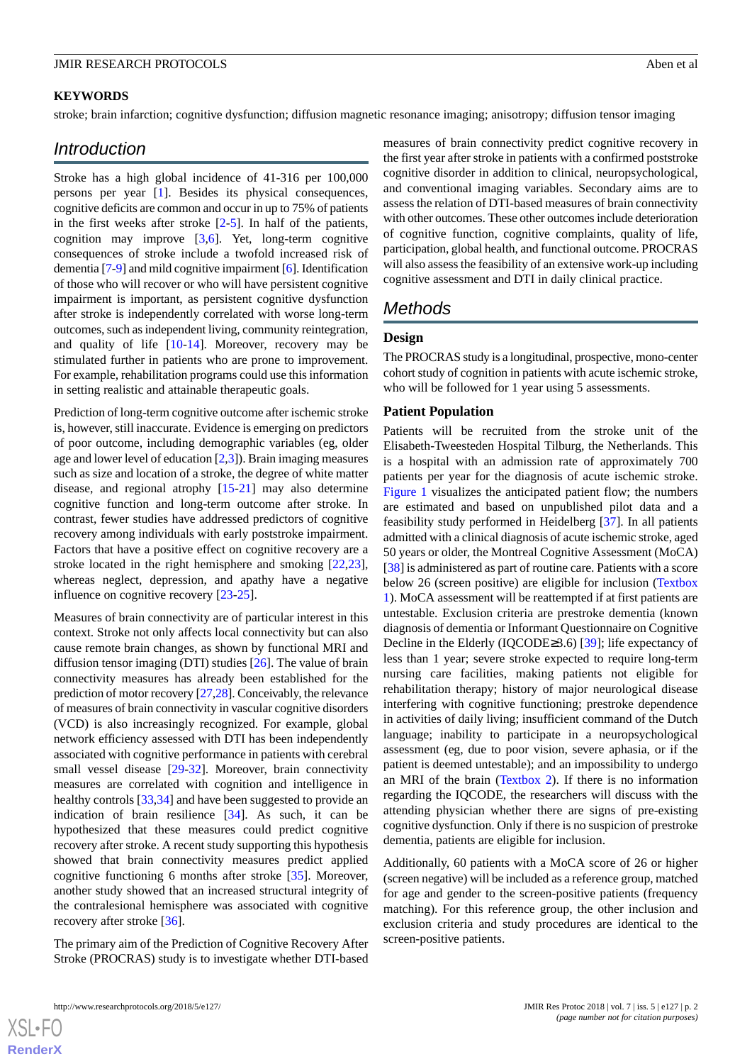## KEYWORDS

stroke; brain infarction; cognitive dysfunction; diffusion magnetic resonance imaging; anisotropy; diffusion tensor imaging

## Introduction

Stroke has a high global incidence of 41-316 per 100,000 persons per year [1]. Besides its physical consequences, cognitive deficits are common and occur in up to 75% of patients in the first weeks after stroke [2-5]. In half of the patients, cognition may improve [3,6]. Yet, long-term cognitive consequences of stroke include a twofold increased risk of dementia [7-9] and mild cognitive impairment [6]. Identification of those who will recover or who will have persistent cognitive impairment is important, as persistent cognitive dysfunction after stroke is independently correlated with worse long-term outcomes, such as independent living, community reintegration, and quality of life [10-14]. Moreover, recovery may be stimulated further in patients who are prone to improvement. For example, rehabilitation programs could use this information in setting realistic and attainable therapeutic goals.

Prediction of long-term cognitive outcome after ischemic stroke is, however, still inaccurate. Evidence is emerging on predictors of poor outcome, including demographic variables (eg, older age and lower level of education [2,3]). Brain imaging measures such as size and location of a stroke, the degree of white matter disease, and regional atrophy [15-21] may also determine cognitive function and long-term outcome after stroke. In contrast, fewer studies have addressed predictors of cognitive recovery among individuals with early poststroke impairment. Factors that have a positive effect on cognitive recovery are a stroke located in the right hemisphere and smoking [22,23], whereas neglect, depression, and apathy have a negative influence on cognitive recovery [23-25].

Measures of brain connectivity are of particular interest in this context. Stroke not only affects local connectivity but can also cause remote brain changes, as shown by functional MRI and diffusion tensor imaging (DTI) studies [26]. The value of brain connectivity measures has already been established for the prediction of motor recovery [27,28]. Conceivably, the relevance of measures of brain connectivity in vascular cognitive disorders (VCD) is also increasingly recognized. For example, global network efficiency assessed with DTI has been independently associated with cognitive performance in patients with cerebral small vessel disease [29-32]. Moreover, brain connectivity measures are correlated with cognition and intelligence in healthy controls [33,34] and have been suggested to provide an indication of brain resilience [34]. As such, it can be hypothesized that these measures could predict cognitive recovery after stroke. A recent study supporting this hypothesis showed that brain connectivity measures predict applied cognitive functioning 6 months after stroke [35]. Moreover, another study showed that an increased structural integrity of the contralesional hemisphere was associated with cognitive recovery after stroke [36].

The primary aim of the Prediction of Cognitive Recovery After Stroke (PROCRAS) study is to investigate whether DTI-based measures of brain connectivity predict cognitive recovery in the first year after stroke in patients with a confirmed poststroke cognitive disorder in addition to clinical, neuropsychological, and conventional imaging variables. Secondary aims are to assess the relation of DTI-based measures of brain connectivity with other outcomes. These other outcomes include deterioration of cognitive function, cognitive complaints, quality of life, participation, global health, and functional outcome. PROCRAS will also assess the feasibility of an extensive work-up including cognitive assessment and DTI in daily clinical practice.

## Methods

### Design

The PROCRAS study is a longitudinal, prospective, mono-center cohort study of cognition in patients with acute ischemic stroke, who will be followed for 1 year using 5 assessments.

### Patient Population

Patients will be recruited from the stroke unit of the Elisabeth-Tweesteden Hospital Tilburg, the Netherlands. This is a hospital with an admission rate of approximately 700 patients per year for the diagnosis of acute ischemic stroke. Figure 1 visualizes the anticipated patient flow; the numbers are estimated and based on unpublished pilot data and a feasibility study performed in Heidelberg [37]. In all patients admitted with a clinical diagnosis of acute ischemic stroke, aged 50 years or older, the Montreal Cognitive Assessment (MoCA) [38] is administered as part of routine care. Patients with a score below 26 (screen positive) are eligible for inclusion (Textbox 1). MoCA assessment will be reattempted if at first patients are untestable. Exclusion criteria are prestroke dementia (known diagnosis of dementia or Informant Questionnaire on Cognitive Decline in the Elderly (IQCODE≥3.6) [39]; life expectancy of less than 1 year; severe stroke expected to require long-term nursing care facilities, making patients not eligible for rehabilitation therapy; history of major neurological disease interfering with cognitive functioning; prestroke dependence in activities of daily living; insufficient command of the Dutch language; inability to participate in a neuropsychological assessment (eg, due to poor vision, severe aphasia, or if the patient is deemed untestable); and an impossibility to undergo an MRI of the brain (Textbox 2). If there is no information regarding the IQCODE, the researchers will discuss with the attending physician whether there are signs of pre-existing cognitive dysfunction. Only if there is no suspicion of prestroke dementia, patients are eligible for inclusion.

Additionally, 60 patients with a MoCA score of 26 or higher (screen negative) will be included as a reference group, matched for age and gender to the screen-positive patients (frequency matching). For this reference group, the other inclusion and exclusion criteria and study procedures are identical to the screen-positive patients.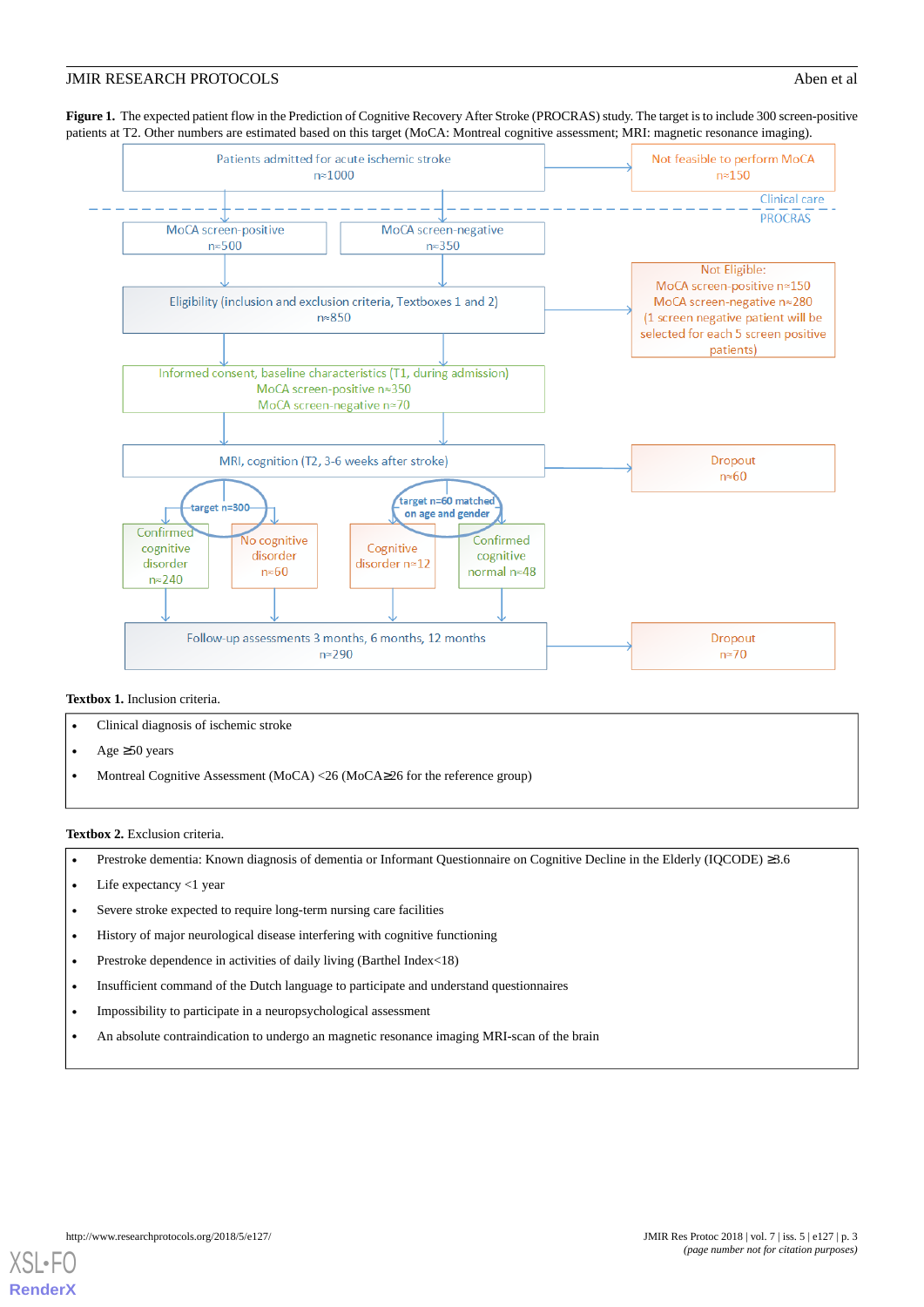**Figure 1.** The expected patient flow in the Prediction of Cognitive Recovery After Stroke (PROCRAS) study. The target is to include 300 screen-positive patients at T2. Other numbers are estimated based on this target (MoCA: Montreal cognitive assessment; MRI: magnetic resonance imaging).

Patients admitted for acute ischemic stroke
n≈1000

Not feasible to perform MoCA
n≈150

Clinical care

PROCRAS

MoCA screen-positive
n≈500

MoCA screen-negative
n≈350

Eligibility (inclusion and exclusion criteria, Textboxes 1 and 2)
n≈850

Not Eligible:
MoCA screen-positive n≈150
MoCA screen-negative n≈280
(1 screen negative patient will be selected for each 5 screen positive patients)

Informed consent, baseline characteristics (T1, during admission)
MoCA screen-positive n≈350
MoCA screen-negative n≈70

MRI, cognition (T2, 3-6 weeks after stroke)

Dropout
n≈60

target n=300

target n=60 matched on age and gender

Confirmed cognitive disorder
n≈240

No cognitive disorder
n≈60

Cognitive disorder n≈12

Confirmed cognitive normal n≈48

Follow-up assessments 3 months, 6 months, 12 months
n≈290

Dropout
n≈70

**Textbox 1.** Inclusion criteria.

- Clinical diagnosis of ischemic stroke
- Age ≥50 years
- Montreal Cognitive Assessment (MoCA) <26 (MoCA≥26 for the reference group)

**Textbox 2.** Exclusion criteria.

- Prestroke dementia: Known diagnosis of dementia or Informant Questionnaire on Cognitive Decline in the Elderly (IQCODE) ≥3.6
- Life expectancy <1 year
- Severe stroke expected to require long-term nursing care facilities
- History of major neurological disease interfering with cognitive functioning
- Prestroke dependence in activities of daily living (Barthel Index<18)
- Insufficient command of the Dutch language to participate and understand questionnaires
- Impossibility to participate in a neuropsychological assessment
- An absolute contraindication to undergo an magnetic resonance imaging MRI-scan of the brain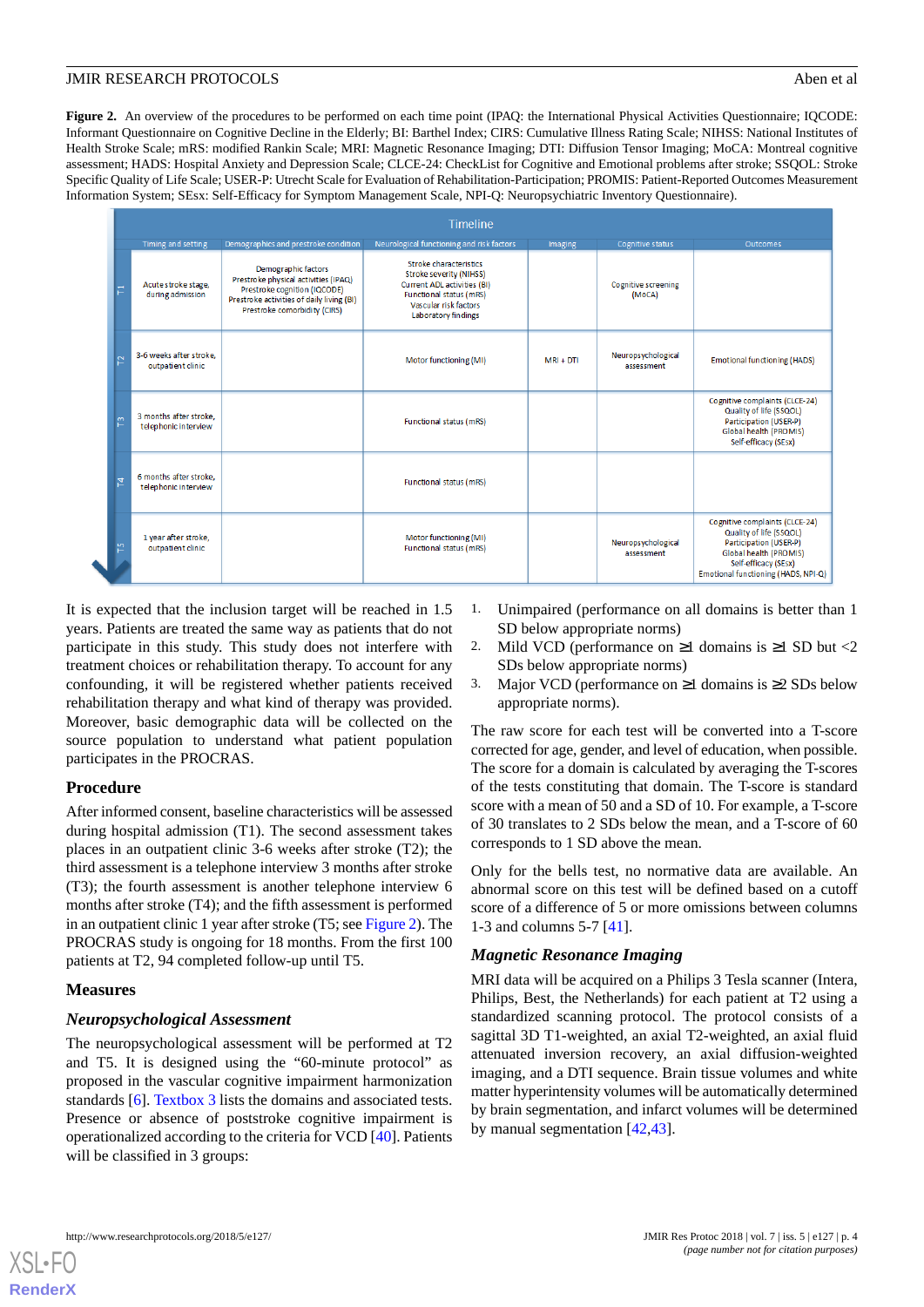**Figure 2.** An overview of the procedures to be performed on each time point (IPAQ: the International Physical Activities Questionnaire; IQCODE: Informant Questionnaire on Cognitive Decline in the Elderly; BI: Barthel Index; CIRS: Cumulative Illness Rating Scale; NIHSS: National Institutes of Health Stroke Scale; mRS: modified Rankin Scale; MRI: Magnetic Resonance Imaging; DTI: Diffusion Tensor Imaging; MoCA: Montreal cognitive assessment; HADS: Hospital Anxiety and Depression Scale; CLCE-24: CheckList for Cognitive and Emotional problems after stroke; SSQOL: Stroke Specific Quality of Life Scale; USER-P: Utrecht Scale for Evaluation of Rehabilitation-Participation; PROMIS: Patient-Reported Outcomes Measurement Information System; SEsx: Self-Efficacy for Symptom Management Scale, NPI-Q: Neuropsychiatric Inventory Questionnaire).

| Timeline | Timing and setting | Demographics and prestroke condition | Neurological functioning and risk factors | Imaging | Cognitive status | Outcomes |
|---|---|---|---|---|---|---|
| T1 | Acute stroke stage, during admission | Demographic factors; Prestroke physical activities (IPAQ); Prestroke cognition (IQCODE); Prestroke activities of daily living (BI); Prestroke comorbidity (CIRS) | Stroke characteristics; Stroke severity (NIHSS); Current ADL activities (BI); Functional status (mRS); Vascular risk factors; Laboratory findings | | Cognitive screening (MoCA) | |
| T2 | 3-6 weeks after stroke, outpatient clinic | | Motor functioning (MI) | MRI + DTI | Neuropsychological assessment | Emotional functioning (HADS) |
| T3 | 3 months after stroke, telephonic interview | | Functional status (mRS) | | | Cognitive complaints (CLCE-24); Quality of life (SSQOL); Participation (USER-P); Global health (PROMIS); Self-efficacy (SEsx) |
| T4 | 6 months after stroke, telephonic interview | | Functional status (mRS) | | | |
| T5 | 1 year after stroke, outpatient clinic | | Motor functioning (MI); Functional status (mRS) | | Neuropsychological assessment | Cognitive complaints (CLCE-24); Quality of life (SSQOL); Participation (USER-P); Global health (PROMIS); Self-efficacy (SEsx); Emotional functioning (HADS, NPI-Q) |

It is expected that the inclusion target will be reached in 1.5 years. Patients are treated the same way as patients that do not participate in this study. This study does not interfere with treatment choices or rehabilitation therapy. To account for any confounding, it will be registered whether patients received rehabilitation therapy and what kind of therapy was provided. Moreover, basic demographic data will be collected on the source population to understand what patient population participates in the PROCRAS.

## Procedure

After informed consent, baseline characteristics will be assessed during hospital admission (T1). The second assessment takes places in an outpatient clinic 3-6 weeks after stroke (T2); the third assessment is a telephone interview 3 months after stroke (T3); the fourth assessment is another telephone interview 6 months after stroke (T4); and the fifth assessment is performed in an outpatient clinic 1 year after stroke (T5; see Figure 2). The PROCRAS study is ongoing for 18 months. From the first 100 patients at T2, 94 completed follow-up until T5.

## Measures

### *Neuropsychological Assessment*

The neuropsychological assessment will be performed at T2 and T5. It is designed using the "60-minute protocol" as proposed in the vascular cognitive impairment harmonization standards [6]. Textbox 3 lists the domains and associated tests. Presence or absence of poststroke cognitive impairment is operationalized according to the criteria for VCD [40]. Patients will be classified in 3 groups:

1. Unimpaired (performance on all domains is better than 1 SD below appropriate norms)
2. Mild VCD (performance on ≥1 domains is ≥1 SD but <2 SDs below appropriate norms)
3. Major VCD (performance on ≥1 domains is ≥2 SDs below appropriate norms).

The raw score for each test will be converted into a T-score corrected for age, gender, and level of education, when possible. The score for a domain is calculated by averaging the T-scores of the tests constituting that domain. The T-score is standard score with a mean of 50 and a SD of 10. For example, a T-score of 30 translates to 2 SDs below the mean, and a T-score of 60 corresponds to 1 SD above the mean.

Only for the bells test, no normative data are available. An abnormal score on this test will be defined based on a cutoff score of a difference of 5 or more omissions between columns 1-3 and columns 5-7 [41].

### *Magnetic Resonance Imaging*

MRI data will be acquired on a Philips 3 Tesla scanner (Intera, Philips, Best, the Netherlands) for each patient at T2 using a standardized scanning protocol. The protocol consists of a sagittal 3D T1-weighted, an axial T2-weighted, an axial fluid attenuated inversion recovery, an axial diffusion-weighted imaging, and a DTI sequence. Brain tissue volumes and white matter hyperintensity volumes will be automatically determined by brain segmentation, and infarct volumes will be determined by manual segmentation [42,43].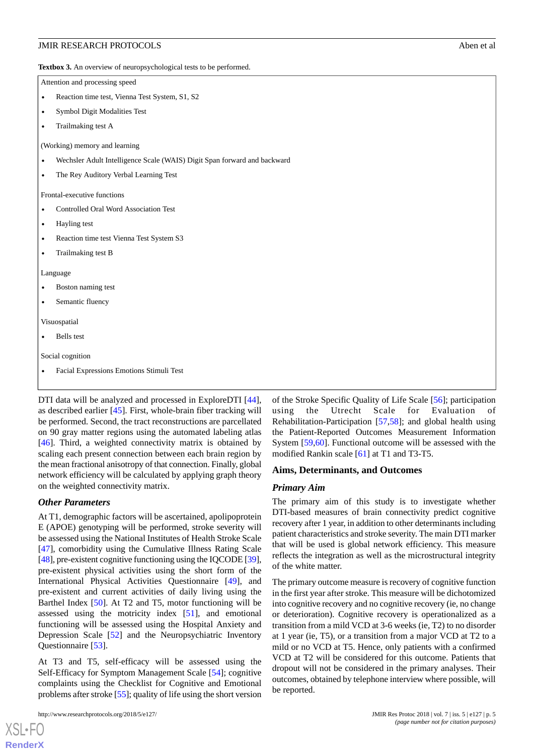**Textbox 3.** An overview of neuropsychological tests to be performed.

Attention and processing speed

- Reaction time test, Vienna Test System, S1, S2
- Symbol Digit Modalities Test
- Trailmaking test A

(Working) memory and learning

- Wechsler Adult Intelligence Scale (WAIS) Digit Span forward and backward
- The Rey Auditory Verbal Learning Test

Frontal-executive functions

- Controlled Oral Word Association Test
- Hayling test
- Reaction time test Vienna Test System S3
- Trailmaking test B

Language

- Boston naming test
- Semantic fluency

Visuospatial

- Bells test

Social cognition

- Facial Expressions Emotions Stimuli Test

DTI data will be analyzed and processed in ExploreDTI [44], as described earlier [45]. First, whole-brain fiber tracking will be performed. Second, the tract reconstructions are parcellated on 90 gray matter regions using the automated labeling atlas [46]. Third, a weighted connectivity matrix is obtained by scaling each present connection between each brain region by the mean fractional anisotropy of that connection. Finally, global network efficiency will be calculated by applying graph theory on the weighted connectivity matrix.

### Other Parameters

At T1, demographic factors will be ascertained, apolipoprotein E (APOE) genotyping will be performed, stroke severity will be assessed using the National Institutes of Health Stroke Scale [47], comorbidity using the Cumulative Illness Rating Scale [48], pre-existent cognitive functioning using the IQCODE [39], pre-existent physical activities using the short form of the International Physical Activities Questionnaire [49], and pre-existent and current activities of daily living using the Barthel Index [50]. At T2 and T5, motor functioning will be assessed using the motricity index [51], and emotional functioning will be assessed using the Hospital Anxiety and Depression Scale [52] and the Neuropsychiatric Inventory Questionnaire [53].

At T3 and T5, self-efficacy will be assessed using the Self-Efficacy for Symptom Management Scale [54]; cognitive complaints using the Checklist for Cognitive and Emotional problems after stroke [55]; quality of life using the short version of the Stroke Specific Quality of Life Scale [56]; participation using the Utrecht Scale for Evaluation of Rehabilitation-Participation [57,58]; and global health using the Patient-Reported Outcomes Measurement Information System [59,60]. Functional outcome will be assessed with the modified Rankin scale [61] at T1 and T3-T5.

## Aims, Determinants, and Outcomes

### Primary Aim

The primary aim of this study is to investigate whether DTI-based measures of brain connectivity predict cognitive recovery after 1 year, in addition to other determinants including patient characteristics and stroke severity. The main DTI marker that will be used is global network efficiency. This measure reflects the integration as well as the microstructural integrity of the white matter.

The primary outcome measure is recovery of cognitive function in the first year after stroke. This measure will be dichotomized into cognitive recovery and no cognitive recovery (ie, no change or deterioration). Cognitive recovery is operationalized as a transition from a mild VCD at 3-6 weeks (ie, T2) to no disorder at 1 year (ie, T5), or a transition from a major VCD at T2 to a mild or no VCD at T5. Hence, only patients with a confirmed VCD at T2 will be considered for this outcome. Patients that dropout will not be considered in the primary analyses. Their outcomes, obtained by telephone interview where possible, will be reported.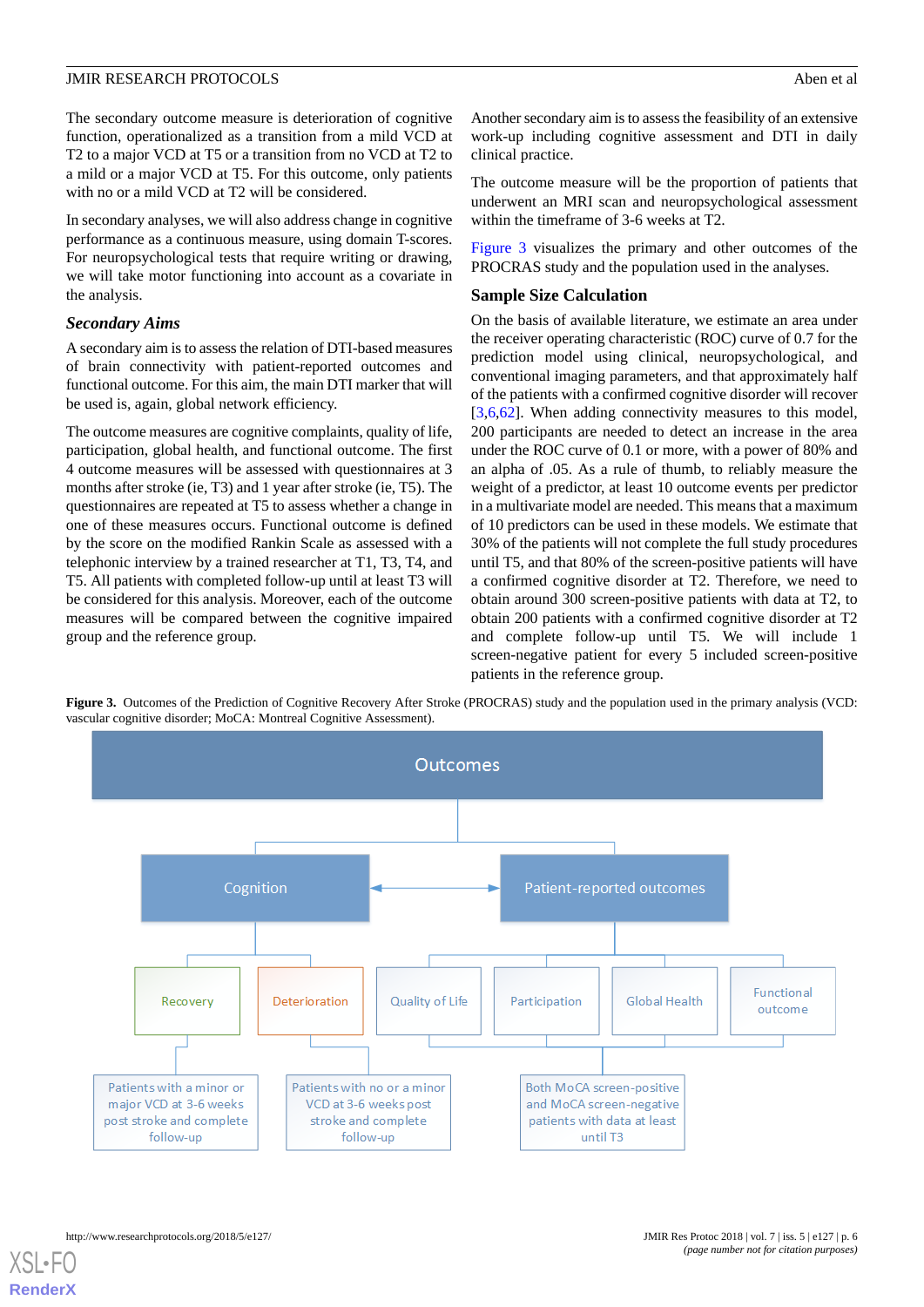The secondary outcome measure is deterioration of cognitive function, operationalized as a transition from a mild VCD at T2 to a major VCD at T5 or a transition from no VCD at T2 to a mild or a major VCD at T5. For this outcome, only patients with no or a mild VCD at T2 will be considered.

In secondary analyses, we will also address change in cognitive performance as a continuous measure, using domain T-scores. For neuropsychological tests that require writing or drawing, we will take motor functioning into account as a covariate in the analysis.

### *Secondary Aims*

A secondary aim is to assess the relation of DTI-based measures of brain connectivity with patient-reported outcomes and functional outcome. For this aim, the main DTI marker that will be used is, again, global network efficiency.

The outcome measures are cognitive complaints, quality of life, participation, global health, and functional outcome. The first 4 outcome measures will be assessed with questionnaires at 3 months after stroke (ie, T3) and 1 year after stroke (ie, T5). The questionnaires are repeated at T5 to assess whether a change in one of these measures occurs. Functional outcome is defined by the score on the modified Rankin Scale as assessed with a telephonic interview by a trained researcher at T1, T3, T4, and T5. All patients with completed follow-up until at least T3 will be considered for this analysis. Moreover, each of the outcome measures will be compared between the cognitive impaired group and the reference group.

Another secondary aim is to assess the feasibility of an extensive work-up including cognitive assessment and DTI in daily clinical practice.

The outcome measure will be the proportion of patients that underwent an MRI scan and neuropsychological assessment within the timeframe of 3-6 weeks at T2.

Figure 3 visualizes the primary and other outcomes of the PROCRAS study and the population used in the analyses.

## Sample Size Calculation

On the basis of available literature, we estimate an area under the receiver operating characteristic (ROC) curve of 0.7 for the prediction model using clinical, neuropsychological, and conventional imaging parameters, and that approximately half of the patients with a confirmed cognitive disorder will recover [3,6,62]. When adding connectivity measures to this model, 200 participants are needed to detect an increase in the area under the ROC curve of 0.1 or more, with a power of 80% and an alpha of .05. As a rule of thumb, to reliably measure the weight of a predictor, at least 10 outcome events per predictor in a multivariate model are needed. This means that a maximum of 10 predictors can be used in these models. We estimate that 30% of the patients will not complete the full study procedures until T5, and that 80% of the screen-positive patients will have a confirmed cognitive disorder at T2. Therefore, we need to obtain around 300 screen-positive patients with data at T2, to obtain 200 patients with a confirmed cognitive disorder at T2 and complete follow-up until T5. We will include 1 screen-negative patient for every 5 included screen-positive patients in the reference group.

**Figure 3.** Outcomes of the Prediction of Cognitive Recovery After Stroke (PROCRAS) study and the population used in the primary analysis (VCD: vascular cognitive disorder; MoCA: Montreal Cognitive Assessment).

Outcomes

- Cognition
  - Recovery — Patients with a minor or major VCD at 3-6 weeks post stroke and complete follow-up
  - Deterioration — Patients with no or a minor VCD at 3-6 weeks post stroke and complete follow-up
- Patient-reported outcomes
  - Quality of Life
  - Participation
  - Global Health
  - Functional outcome
  - Population: Both MoCA screen-positive and MoCA screen-negative patients with data at least until T3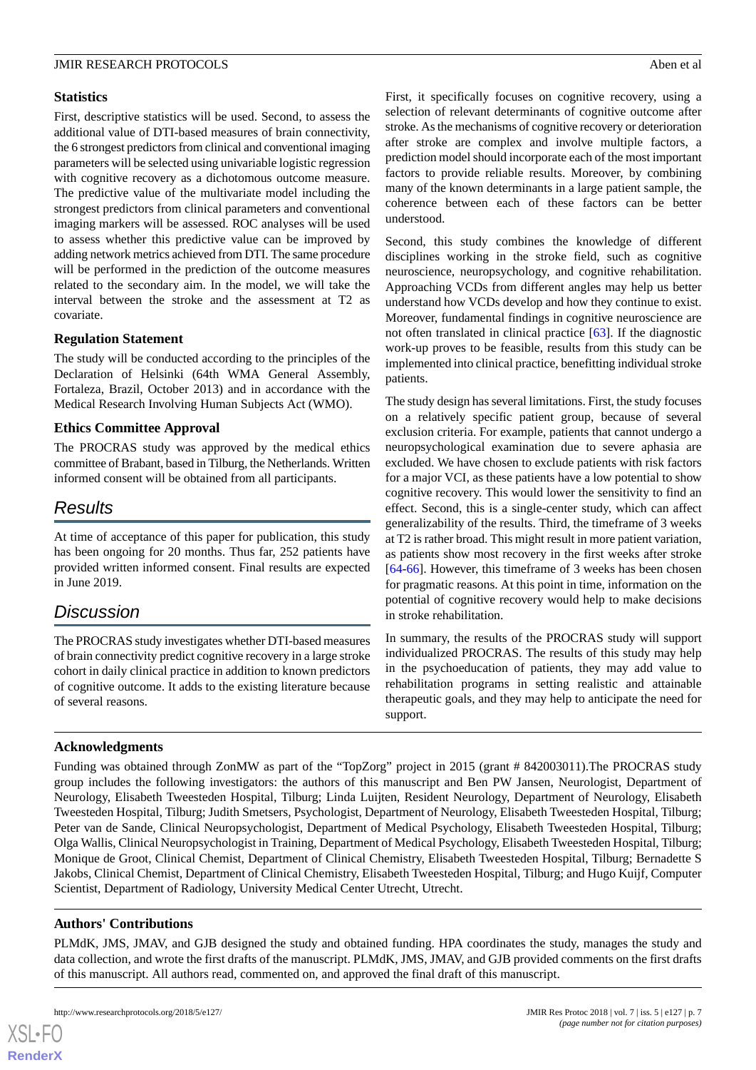### Statistics

First, descriptive statistics will be used. Second, to assess the additional value of DTI-based measures of brain connectivity, the 6 strongest predictors from clinical and conventional imaging parameters will be selected using univariable logistic regression with cognitive recovery as a dichotomous outcome measure. The predictive value of the multivariate model including the strongest predictors from clinical parameters and conventional imaging markers will be assessed. ROC analyses will be used to assess whether this predictive value can be improved by adding network metrics achieved from DTI. The same procedure will be performed in the prediction of the outcome measures related to the secondary aim. In the model, we will take the interval between the stroke and the assessment at T2 as covariate.

### Regulation Statement

The study will be conducted according to the principles of the Declaration of Helsinki (64th WMA General Assembly, Fortaleza, Brazil, October 2013) and in accordance with the Medical Research Involving Human Subjects Act (WMO).

### Ethics Committee Approval

The PROCRAS study was approved by the medical ethics committee of Brabant, based in Tilburg, the Netherlands. Written informed consent will be obtained from all participants.

## Results

At time of acceptance of this paper for publication, this study has been ongoing for 20 months. Thus far, 252 patients have provided written informed consent. Final results are expected in June 2019.

## Discussion

The PROCRAS study investigates whether DTI-based measures of brain connectivity predict cognitive recovery in a large stroke cohort in daily clinical practice in addition to known predictors of cognitive outcome. It adds to the existing literature because of several reasons.

First, it specifically focuses on cognitive recovery, using a selection of relevant determinants of cognitive outcome after stroke. As the mechanisms of cognitive recovery or deterioration after stroke are complex and involve multiple factors, a prediction model should incorporate each of the most important factors to provide reliable results. Moreover, by combining many of the known determinants in a large patient sample, the coherence between each of these factors can be better understood.

Second, this study combines the knowledge of different disciplines working in the stroke field, such as cognitive neuroscience, neuropsychology, and cognitive rehabilitation. Approaching VCDs from different angles may help us better understand how VCDs develop and how they continue to exist. Moreover, fundamental findings in cognitive neuroscience are not often translated in clinical practice [63]. If the diagnostic work-up proves to be feasible, results from this study can be implemented into clinical practice, benefitting individual stroke patients.

The study design has several limitations. First, the study focuses on a relatively specific patient group, because of several exclusion criteria. For example, patients that cannot undergo a neuropsychological examination due to severe aphasia are excluded. We have chosen to exclude patients with risk factors for a major VCI, as these patients have a low potential to show cognitive recovery. This would lower the sensitivity to find an effect. Second, this is a single-center study, which can affect generalizability of the results. Third, the timeframe of 3 weeks at T2 is rather broad. This might result in more patient variation, as patients show most recovery in the first weeks after stroke [64-66]. However, this timeframe of 3 weeks has been chosen for pragmatic reasons. At this point in time, information on the potential of cognitive recovery would help to make decisions in stroke rehabilitation.

In summary, the results of the PROCRAS study will support individualized PROCRAS. The results of this study may help in the psychoeducation of patients, they may add value to rehabilitation programs in setting realistic and attainable therapeutic goals, and they may help to anticipate the need for support.

### Acknowledgments

Funding was obtained through ZonMW as part of the "TopZorg" project in 2015 (grant # 842003011).The PROCRAS study group includes the following investigators: the authors of this manuscript and Ben PW Jansen, Neurologist, Department of Neurology, Elisabeth Tweesteden Hospital, Tilburg; Linda Luijten, Resident Neurology, Department of Neurology, Elisabeth Tweesteden Hospital, Tilburg; Judith Smetsers, Psychologist, Department of Neurology, Elisabeth Tweesteden Hospital, Tilburg; Peter van de Sande, Clinical Neuropsychologist, Department of Medical Psychology, Elisabeth Tweesteden Hospital, Tilburg; Olga Wallis, Clinical Neuropsychologist in Training, Department of Medical Psychology, Elisabeth Tweesteden Hospital, Tilburg; Monique de Groot, Clinical Chemist, Department of Clinical Chemistry, Elisabeth Tweesteden Hospital, Tilburg; Bernadette S Jakobs, Clinical Chemist, Department of Clinical Chemistry, Elisabeth Tweesteden Hospital, Tilburg; and Hugo Kuijf, Computer Scientist, Department of Radiology, University Medical Center Utrecht, Utrecht.

### Authors' Contributions

PLMdK, JMS, JMAV, and GJB designed the study and obtained funding. HPA coordinates the study, manages the study and data collection, and wrote the first drafts of the manuscript. PLMdK, JMS, JMAV, and GJB provided comments on the first drafts of this manuscript. All authors read, commented on, and approved the final draft of this manuscript.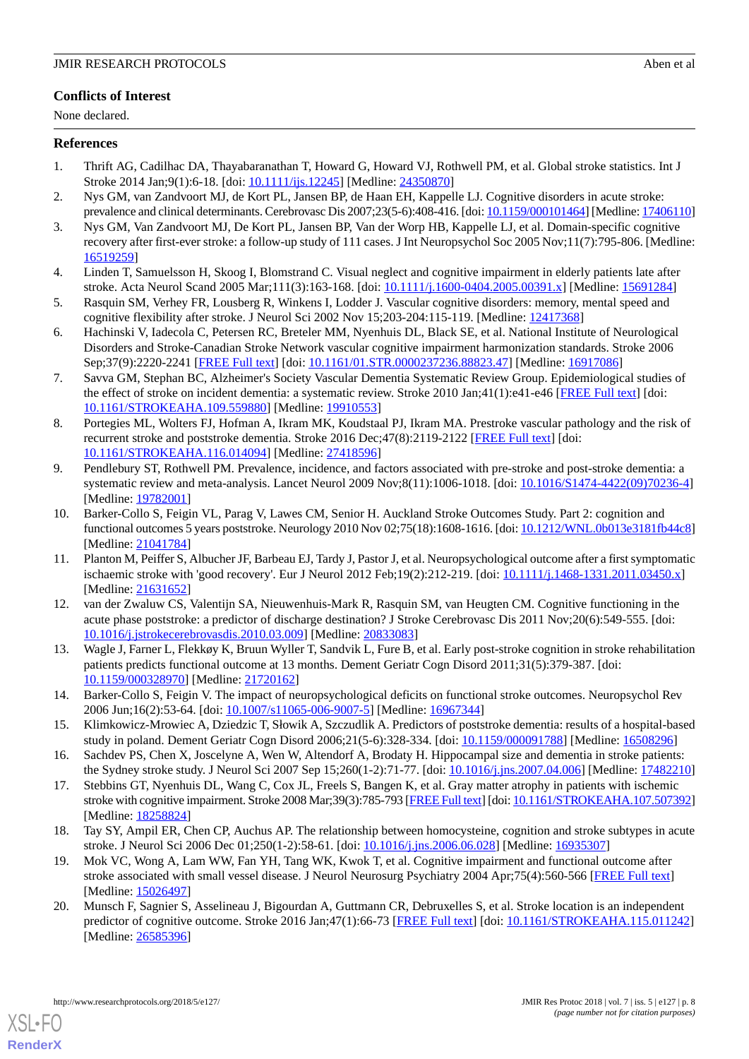## Conflicts of Interest

None declared.

## References

1. Thrift AG, Cadilhac DA, Thayabaranathan T, Howard G, Howard VJ, Rothwell PM, et al. Global stroke statistics. Int J Stroke 2014 Jan;9(1):6-18. [doi: 10.1111/ijs.12245] [Medline: 24350870]
2. Nys GM, van Zandvoort MJ, de Kort PL, Jansen BP, de Haan EH, Kappelle LJ. Cognitive disorders in acute stroke: prevalence and clinical determinants. Cerebrovasc Dis 2007;23(5-6):408-416. [doi: 10.1159/000101464] [Medline: 17406110]
3. Nys GM, Van Zandvoort MJ, De Kort PL, Jansen BP, Van der Worp HB, Kappelle LJ, et al. Domain-specific cognitive recovery after first-ever stroke: a follow-up study of 111 cases. J Int Neuropsychol Soc 2005 Nov;11(7):795-806. [Medline: 16519259]
4. Linden T, Samuelsson H, Skoog I, Blomstrand C. Visual neglect and cognitive impairment in elderly patients late after stroke. Acta Neurol Scand 2005 Mar;111(3):163-168. [doi: 10.1111/j.1600-0404.2005.00391.x] [Medline: 15691284]
5. Rasquin SM, Verhey FR, Lousberg R, Winkens I, Lodder J. Vascular cognitive disorders: memory, mental speed and cognitive flexibility after stroke. J Neurol Sci 2002 Nov 15;203-204:115-119. [Medline: 12417368]
6. Hachinski V, Iadecola C, Petersen RC, Breteler MM, Nyenhuis DL, Black SE, et al. National Institute of Neurological Disorders and Stroke-Canadian Stroke Network vascular cognitive impairment harmonization standards. Stroke 2006 Sep;37(9):2220-2241 [FREE Full text] [doi: 10.1161/01.STR.0000237236.88823.47] [Medline: 16917086]
7. Savva GM, Stephan BC, Alzheimer's Society Vascular Dementia Systematic Review Group. Epidemiological studies of the effect of stroke on incident dementia: a systematic review. Stroke 2010 Jan;41(1):e41-e46 [FREE Full text] [doi: 10.1161/STROKEAHA.109.559880] [Medline: 19910553]
8. Portegies ML, Wolters FJ, Hofman A, Ikram MK, Koudstaal PJ, Ikram MA. Prestroke vascular pathology and the risk of recurrent stroke and poststroke dementia. Stroke 2016 Dec;47(8):2119-2122 [FREE Full text] [doi: 10.1161/STROKEAHA.116.014094] [Medline: 27418596]
9. Pendlebury ST, Rothwell PM. Prevalence, incidence, and factors associated with pre-stroke and post-stroke dementia: a systematic review and meta-analysis. Lancet Neurol 2009 Nov;8(11):1006-1018. [doi: 10.1016/S1474-4422(09)70236-4] [Medline: 19782001]
10. Barker-Collo S, Feigin VL, Parag V, Lawes CM, Senior H. Auckland Stroke Outcomes Study. Part 2: cognition and functional outcomes 5 years poststroke. Neurology 2010 Nov 02;75(18):1608-1616. [doi: 10.1212/WNL.0b013e3181fb44c8] [Medline: 21041784]
11. Planton M, Peiffer S, Albucher JF, Barbeau EJ, Tardy J, Pastor J, et al. Neuropsychological outcome after a first symptomatic ischaemic stroke with 'good recovery'. Eur J Neurol 2012 Feb;19(2):212-219. [doi: 10.1111/j.1468-1331.2011.03450.x] [Medline: 21631652]
12. van der Zwaluw CS, Valentijn SA, Nieuwenhuis-Mark R, Rasquin SM, van Heugten CM. Cognitive functioning in the acute phase poststroke: a predictor of discharge destination? J Stroke Cerebrovasc Dis 2011 Nov;20(6):549-555. [doi: 10.1016/j.jstrokecerebrovasdis.2010.03.009] [Medline: 20833083]
13. Wagle J, Farner L, Flekkøy K, Bruun Wyller T, Sandvik L, Fure B, et al. Early post-stroke cognition in stroke rehabilitation patients predicts functional outcome at 13 months. Dement Geriatr Cogn Disord 2011;31(5):379-387. [doi: 10.1159/000328970] [Medline: 21720162]
14. Barker-Collo S, Feigin V. The impact of neuropsychological deficits on functional stroke outcomes. Neuropsychol Rev 2006 Jun;16(2):53-64. [doi: 10.1007/s11065-006-9007-5] [Medline: 16967344]
15. Klimkowicz-Mrowiec A, Dziedzic T, Słowik A, Szczudlik A. Predictors of poststroke dementia: results of a hospital-based study in poland. Dement Geriatr Cogn Disord 2006;21(5-6):328-334. [doi: 10.1159/000091788] [Medline: 16508296]
16. Sachdev PS, Chen X, Joscelyne A, Wen W, Altendorf A, Brodaty H. Hippocampal size and dementia in stroke patients: the Sydney stroke study. J Neurol Sci 2007 Sep 15;260(1-2):71-77. [doi: 10.1016/j.jns.2007.04.006] [Medline: 17482210]
17. Stebbins GT, Nyenhuis DL, Wang C, Cox JL, Freels S, Bangen K, et al. Gray matter atrophy in patients with ischemic stroke with cognitive impairment. Stroke 2008 Mar;39(3):785-793 [FREE Full text] [doi: 10.1161/STROKEAHA.107.507392] [Medline: 18258824]
18. Tay SY, Ampil ER, Chen CP, Auchus AP. The relationship between homocysteine, cognition and stroke subtypes in acute stroke. J Neurol Sci 2006 Dec 01;250(1-2):58-61. [doi: 10.1016/j.jns.2006.06.028] [Medline: 16935307]
19. Mok VC, Wong A, Lam WW, Fan YH, Tang WK, Kwok T, et al. Cognitive impairment and functional outcome after stroke associated with small vessel disease. J Neurol Neurosurg Psychiatry 2004 Apr;75(4):560-566 [FREE Full text] [Medline: 15026497]
20. Munsch F, Sagnier S, Asselineau J, Bigourdan A, Guttmann CR, Debruxelles S, et al. Stroke location is an independent predictor of cognitive outcome. Stroke 2016 Jan;47(1):66-73 [FREE Full text] [doi: 10.1161/STROKEAHA.115.011242] [Medline: 26585396]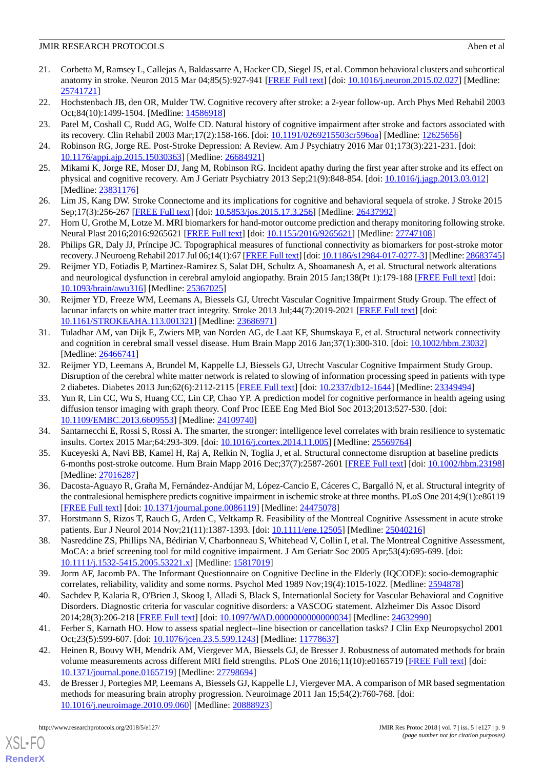21. Corbetta M, Ramsey L, Callejas A, Baldassarre A, Hacker CD, Siegel JS, et al. Common behavioral clusters and subcortical anatomy in stroke. Neuron 2015 Mar 04;85(5):927-941 [FREE Full text] [doi: 10.1016/j.neuron.2015.02.027] [Medline: 25741721]
22. Hochstenbach JB, den OR, Mulder TW. Cognitive recovery after stroke: a 2-year follow-up. Arch Phys Med Rehabil 2003 Oct;84(10):1499-1504. [Medline: 14586918]
23. Patel M, Coshall C, Rudd AG, Wolfe CD. Natural history of cognitive impairment after stroke and factors associated with its recovery. Clin Rehabil 2003 Mar;17(2):158-166. [doi: 10.1191/0269215503cr596oa] [Medline: 12625656]
24. Robinson RG, Jorge RE. Post-Stroke Depression: A Review. Am J Psychiatry 2016 Mar 01;173(3):221-231. [doi: 10.1176/appi.ajp.2015.15030363] [Medline: 26684921]
25. Mikami K, Jorge RE, Moser DJ, Jang M, Robinson RG. Incident apathy during the first year after stroke and its effect on physical and cognitive recovery. Am J Geriatr Psychiatry 2013 Sep;21(9):848-854. [doi: 10.1016/j.jagp.2013.03.012] [Medline: 23831176]
26. Lim JS, Kang DW. Stroke Connectome and its implications for cognitive and behavioral sequela of stroke. J Stroke 2015 Sep;17(3):256-267 [FREE Full text] [doi: 10.5853/jos.2015.17.3.256] [Medline: 26437992]
27. Horn U, Grothe M, Lotze M. MRI biomarkers for hand-motor outcome prediction and therapy monitoring following stroke. Neural Plast 2016;2016:9265621 [FREE Full text] [doi: 10.1155/2016/9265621] [Medline: 27747108]
28. Philips GR, Daly JJ, Príncipe JC. Topographical measures of functional connectivity as biomarkers for post-stroke motor recovery. J Neuroeng Rehabil 2017 Jul 06;14(1):67 [FREE Full text] [doi: 10.1186/s12984-017-0277-3] [Medline: 28683745]
29. Reijmer YD, Fotiadis P, Martinez-Ramirez S, Salat DH, Schultz A, Shoamanesh A, et al. Structural network alterations and neurological dysfunction in cerebral amyloid angiopathy. Brain 2015 Jan;138(Pt 1):179-188 [FREE Full text] [doi: 10.1093/brain/awu316] [Medline: 25367025]
30. Reijmer YD, Freeze WM, Leemans A, Biessels GJ, Utrecht Vascular Cognitive Impairment Study Group. The effect of lacunar infarcts on white matter tract integrity. Stroke 2013 Jul;44(7):2019-2021 [FREE Full text] [doi: 10.1161/STROKEAHA.113.001321] [Medline: 23686971]
31. Tuladhar AM, van Dijk E, Zwiers MP, van Norden AG, de Laat KF, Shumskaya E, et al. Structural network connectivity and cognition in cerebral small vessel disease. Hum Brain Mapp 2016 Jan;37(1):300-310. [doi: 10.1002/hbm.23032] [Medline: 26466741]
32. Reijmer YD, Leemans A, Brundel M, Kappelle LJ, Biessels GJ, Utrecht Vascular Cognitive Impairment Study Group. Disruption of the cerebral white matter network is related to slowing of information processing speed in patients with type 2 diabetes. Diabetes 2013 Jun;62(6):2112-2115 [FREE Full text] [doi: 10.2337/db12-1644] [Medline: 23349494]
33. Yun R, Lin CC, Wu S, Huang CC, Lin CP, Chao YP. A prediction model for cognitive performance in health ageing using diffusion tensor imaging with graph theory. Conf Proc IEEE Eng Med Biol Soc 2013;2013:527-530. [doi: 10.1109/EMBC.2013.6609553] [Medline: 24109740]
34. Santarnecchi E, Rossi S, Rossi A. The smarter, the stronger: intelligence level correlates with brain resilience to systematic insults. Cortex 2015 Mar;64:293-309. [doi: 10.1016/j.cortex.2014.11.005] [Medline: 25569764]
35. Kuceyeski A, Navi BB, Kamel H, Raj A, Relkin N, Toglia J, et al. Structural connectome disruption at baseline predicts 6-months post-stroke outcome. Hum Brain Mapp 2016 Dec;37(7):2587-2601 [FREE Full text] [doi: 10.1002/hbm.23198] [Medline: 27016287]
36. Dacosta-Aguayo R, Graña M, Fernández-Andújar M, López-Cancio E, Cáceres C, Bargalló N, et al. Structural integrity of the contralesional hemisphere predicts cognitive impairment in ischemic stroke at three months. PLoS One 2014;9(1):e86119 [FREE Full text] [doi: 10.1371/journal.pone.0086119] [Medline: 24475078]
37. Horstmann S, Rizos T, Rauch G, Arden C, Veltkamp R. Feasibility of the Montreal Cognitive Assessment in acute stroke patients. Eur J Neurol 2014 Nov;21(11):1387-1393. [doi: 10.1111/ene.12505] [Medline: 25040216]
38. Nasreddine ZS, Phillips NA, Bédirian V, Charbonneau S, Whitehead V, Collin I, et al. The Montreal Cognitive Assessment, MoCA: a brief screening tool for mild cognitive impairment. J Am Geriatr Soc 2005 Apr;53(4):695-699. [doi: 10.1111/j.1532-5415.2005.53221.x] [Medline: 15817019]
39. Jorm AF, Jacomb PA. The Informant Questionnaire on Cognitive Decline in the Elderly (IQCODE): socio-demographic correlates, reliability, validity and some norms. Psychol Med 1989 Nov;19(4):1015-1022. [Medline: 2594878]
40. Sachdev P, Kalaria R, O'Brien J, Skoog I, Alladi S, Black S, Internationlal Society for Vascular Behavioral and Cognitive Disorders. Diagnostic criteria for vascular cognitive disorders: a VASCOG statement. Alzheimer Dis Assoc Disord 2014;28(3):206-218 [FREE Full text] [doi: 10.1097/WAD.0000000000000034] [Medline: 24632990]
41. Ferber S, Karnath HO. How to assess spatial neglect--line bisection or cancellation tasks? J Clin Exp Neuropsychol 2001 Oct;23(5):599-607. [doi: 10.1076/jcen.23.5.599.1243] [Medline: 11778637]
42. Heinen R, Bouvy WH, Mendrik AM, Viergever MA, Biessels GJ, de Bresser J. Robustness of automated methods for brain volume measurements across different MRI field strengths. PLoS One 2016;11(10):e0165719 [FREE Full text] [doi: 10.1371/journal.pone.0165719] [Medline: 27798694]
43. de Bresser J, Portegies MP, Leemans A, Biessels GJ, Kappelle LJ, Viergever MA. A comparison of MR based segmentation methods for measuring brain atrophy progression. Neuroimage 2011 Jan 15;54(2):760-768. [doi: 10.1016/j.neuroimage.2010.09.060] [Medline: 20888923]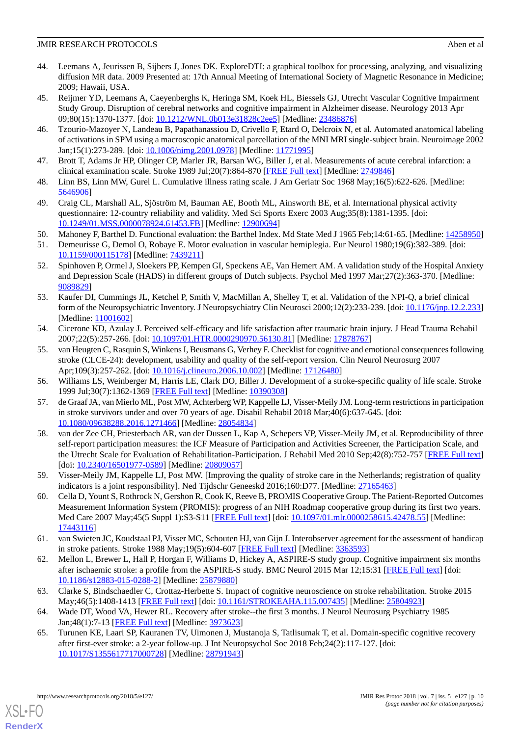44. Leemans A, Jeurissen B, Sijbers J, Jones DK. ExploreDTI: a graphical toolbox for processing, analyzing, and visualizing diffusion MR data. 2009 Presented at: 17th Annual Meeting of International Society of Magnetic Resonance in Medicine; 2009; Hawaii, USA.
45. Reijmer YD, Leemans A, Caeyenberghs K, Heringa SM, Koek HL, Biessels GJ, Utrecht Vascular Cognitive Impairment Study Group. Disruption of cerebral networks and cognitive impairment in Alzheimer disease. Neurology 2013 Apr 09;80(15):1370-1377. [doi: 10.1212/WNL.0b013e31828c2ee5] [Medline: 23486876]
46. Tzourio-Mazoyer N, Landeau B, Papathanassiou D, Crivello F, Etard O, Delcroix N, et al. Automated anatomical labeling of activations in SPM using a macroscopic anatomical parcellation of the MNI MRI single-subject brain. Neuroimage 2002 Jan;15(1):273-289. [doi: 10.1006/nimg.2001.0978] [Medline: 11771995]
47. Brott T, Adams Jr HP, Olinger CP, Marler JR, Barsan WG, Biller J, et al. Measurements of acute cerebral infarction: a clinical examination scale. Stroke 1989 Jul;20(7):864-870 [FREE Full text] [Medline: 2749846]
48. Linn BS, Linn MW, Gurel L. Cumulative illness rating scale. J Am Geriatr Soc 1968 May;16(5):622-626. [Medline: 5646906]
49. Craig CL, Marshall AL, Sjöström M, Bauman AE, Booth ML, Ainsworth BE, et al. International physical activity questionnaire: 12-country reliability and validity. Med Sci Sports Exerc 2003 Aug;35(8):1381-1395. [doi: 10.1249/01.MSS.0000078924.61453.FB] [Medline: 12900694]
50. Mahoney F, Barthel D. Functional evaluation: the Barthel Index. Md State Med J 1965 Feb;14:61-65. [Medline: 14258950]
51. Demeurisse G, Demol O, Robaye E. Motor evaluation in vascular hemiplegia. Eur Neurol 1980;19(6):382-389. [doi: 10.1159/000115178] [Medline: 7439211]
52. Spinhoven P, Ormel J, Sloekers PP, Kempen GI, Speckens AE, Van Hemert AM. A validation study of the Hospital Anxiety and Depression Scale (HADS) in different groups of Dutch subjects. Psychol Med 1997 Mar;27(2):363-370. [Medline: 9089829]
53. Kaufer DI, Cummings JL, Ketchel P, Smith V, MacMillan A, Shelley T, et al. Validation of the NPI-Q, a brief clinical form of the Neuropsychiatric Inventory. J Neuropsychiatry Clin Neurosci 2000;12(2):233-239. [doi: 10.1176/jnp.12.2.233] [Medline: 11001602]
54. Cicerone KD, Azulay J. Perceived self-efficacy and life satisfaction after traumatic brain injury. J Head Trauma Rehabil 2007;22(5):257-266. [doi: 10.1097/01.HTR.0000290970.56130.81] [Medline: 17878767]
55. van Heugten C, Rasquin S, Winkens I, Beusmans G, Verhey F. Checklist for cognitive and emotional consequences following stroke (CLCE-24): development, usability and quality of the self-report version. Clin Neurol Neurosurg 2007 Apr;109(3):257-262. [doi: 10.1016/j.clineuro.2006.10.002] [Medline: 17126480]
56. Williams LS, Weinberger M, Harris LE, Clark DO, Biller J. Development of a stroke-specific quality of life scale. Stroke 1999 Jul;30(7):1362-1369 [FREE Full text] [Medline: 10390308]
57. de Graaf JA, van Mierlo ML, Post MW, Achterberg WP, Kappelle LJ, Visser-Meily JM. Long-term restrictions in participation in stroke survivors under and over 70 years of age. Disabil Rehabil 2018 Mar;40(6):637-645. [doi: 10.1080/09638288.2016.1271466] [Medline: 28054834]
58. van der Zee CH, Priesterbach AR, van der Dussen L, Kap A, Schepers VP, Visser-Meily JM, et al. Reproducibility of three self-report participation measures: the ICF Measure of Participation and Activities Screener, the Participation Scale, and the Utrecht Scale for Evaluation of Rehabilitation-Participation. J Rehabil Med 2010 Sep;42(8):752-757 [FREE Full text] [doi: 10.2340/16501977-0589] [Medline: 20809057]
59. Visser-Meily JM, Kappelle LJ, Post MW. [Improving the quality of stroke care in the Netherlands; registration of quality indicators is a joint responsibility]. Ned Tijdschr Geneeskd 2016;160:D77. [Medline: 27165463]
60. Cella D, Yount S, Rothrock N, Gershon R, Cook K, Reeve B, PROMIS Cooperative Group. The Patient-Reported Outcomes Measurement Information System (PROMIS): progress of an NIH Roadmap cooperative group during its first two years. Med Care 2007 May;45(5 Suppl 1):S3-S11 [FREE Full text] [doi: 10.1097/01.mlr.0000258615.42478.55] [Medline: 17443116]
61. van Swieten JC, Koudstaal PJ, Visser MC, Schouten HJ, van Gijn J. Interobserver agreement for the assessment of handicap in stroke patients. Stroke 1988 May;19(5):604-607 [FREE Full text] [Medline: 3363593]
62. Mellon L, Brewer L, Hall P, Horgan F, Williams D, Hickey A, ASPIRE-S study group. Cognitive impairment six months after ischaemic stroke: a profile from the ASPIRE-S study. BMC Neurol 2015 Mar 12;15:31 [FREE Full text] [doi: 10.1186/s12883-015-0288-2] [Medline: 25879880]
63. Clarke S, Bindschaedler C, Crottaz-Herbette S. Impact of cognitive neuroscience on stroke rehabilitation. Stroke 2015 May;46(5):1408-1413 [FREE Full text] [doi: 10.1161/STROKEAHA.115.007435] [Medline: 25804923]
64. Wade DT, Wood VA, Hewer RL. Recovery after stroke--the first 3 months. J Neurol Neurosurg Psychiatry 1985 Jan;48(1):7-13 [FREE Full text] [Medline: 3973623]
65. Turunen KE, Laari SP, Kauranen TV, Uimonen J, Mustanoja S, Tatlisumak T, et al. Domain-specific cognitive recovery after first-ever stroke: a 2-year follow-up. J Int Neuropsychol Soc 2018 Feb;24(2):117-127. [doi: 10.1017/S1355617717000728] [Medline: 28791943]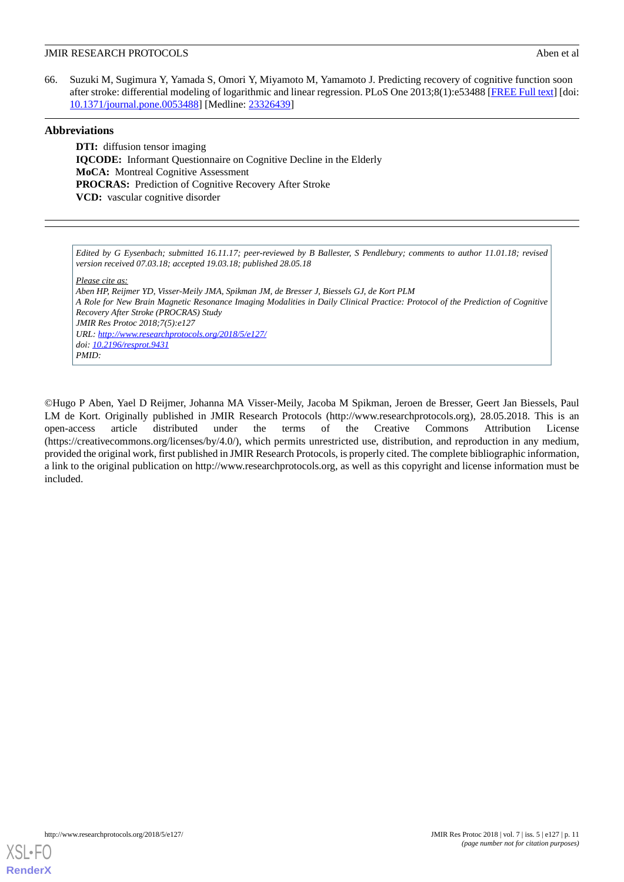66. Suzuki M, Sugimura Y, Yamada S, Omori Y, Miyamoto M, Yamamoto J. Predicting recovery of cognitive function soon after stroke: differential modeling of logarithmic and linear regression. PLoS One 2013;8(1):e53488 [FREE Full text] [doi: 10.1371/journal.pone.0053488] [Medline: 23326439]

## Abbreviations

**DTI:** diffusion tensor imaging
**IQCODE:** Informant Questionnaire on Cognitive Decline in the Elderly
**MoCA:** Montreal Cognitive Assessment
**PROCRAS:** Prediction of Cognitive Recovery After Stroke
**VCD:** vascular cognitive disorder

*Edited by G Eysenbach; submitted 16.11.17; peer-reviewed by B Ballester, S Pendlebury; comments to author 11.01.18; revised version received 07.03.18; accepted 19.03.18; published 28.05.18*

*Please cite as:*
*Aben HP, Reijmer YD, Visser-Meily JMA, Spikman JM, de Bresser J, Biessels GJ, de Kort PLM*
*A Role for New Brain Magnetic Resonance Imaging Modalities in Daily Clinical Practice: Protocol of the Prediction of Cognitive Recovery After Stroke (PROCRAS) Study*
*JMIR Res Protoc 2018;7(5):e127*
*URL: http://www.researchprotocols.org/2018/5/e127/*
*doi: 10.2196/resprot.9431*
*PMID:*

©Hugo P Aben, Yael D Reijmer, Johanna MA Visser-Meily, Jacoba M Spikman, Jeroen de Bresser, Geert Jan Biessels, Paul LM de Kort. Originally published in JMIR Research Protocols (http://www.researchprotocols.org), 28.05.2018. This is an open-access article distributed under the terms of the Creative Commons Attribution License (https://creativecommons.org/licenses/by/4.0/), which permits unrestricted use, distribution, and reproduction in any medium, provided the original work, first published in JMIR Research Protocols, is properly cited. The complete bibliographic information, a link to the original publication on http://www.researchprotocols.org, as well as this copyright and license information must be included.